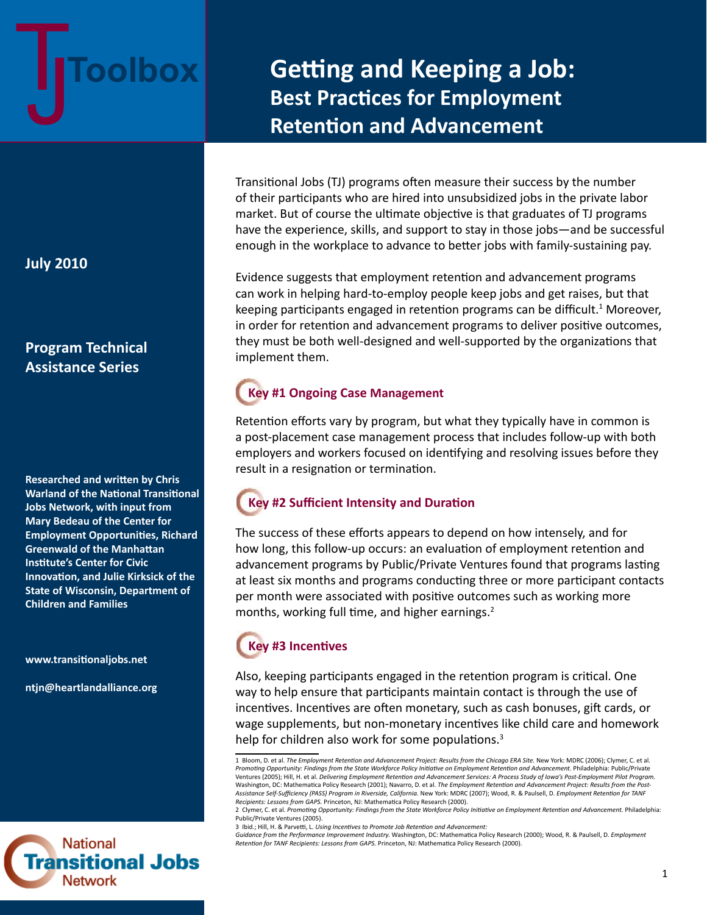# TJ Toolbox

# Getting and Keeping a Job:
## Best Practices for Employment Retention and Advancement

**July 2010**

**Program Technical Assistance Series**

**Researched and written by Chris Warland of the National Transitional Jobs Network, with input from Mary Bedeau of the Center for Employment Opportunities, Richard Greenwald of the Manhattan Institute's Center for Civic Innovation, and Julie Kirksick of the State of Wisconsin, Department of Children and Families**

**www.transitionaljobs.net**

**ntjn@heartlandalliance.org**

National Transitional Jobs Network

Transitional Jobs (TJ) programs often measure their success by the number of their participants who are hired into unsubsidized jobs in the private labor market. But of course the ultimate objective is that graduates of TJ programs have the experience, skills, and support to stay in those jobs—and be successful enough in the workplace to advance to better jobs with family-sustaining pay.

Evidence suggests that employment retention and advancement programs can work in helping hard-to-employ people keep jobs and get raises, but that keeping participants engaged in retention programs can be difficult.[1] Moreover, in order for retention and advancement programs to deliver positive outcomes, they must be both well-designed and well-supported by the organizations that implement them.

### Key #1 Ongoing Case Management

Retention efforts vary by program, but what they typically have in common is a post-placement case management process that includes follow-up with both employers and workers focused on identifying and resolving issues before they result in a resignation or termination.

### Key #2 Sufficient Intensity and Duration

The success of these efforts appears to depend on how intensely, and for how long, this follow-up occurs: an evaluation of employment retention and advancement programs by Public/Private Ventures found that programs lasting at least six months and programs conducting three or more participant contacts per month were associated with positive outcomes such as working more months, working full time, and higher earnings.[2]

### Key #3 Incentives

Also, keeping participants engaged in the retention program is critical. One way to help ensure that participants maintain contact is through the use of incentives. Incentives are often monetary, such as cash bonuses, gift cards, or wage supplements, but non-monetary incentives like child care and homework help for children also work for some populations.[3]

---

1 Bloom, D. et al. *The Employment Retention and Advancement Project: Results from the Chicago ERA Site.* New York: MDRC (2006); Clymer, C. et al. *Promoting Opportunity: Findings from the State Workforce Policy Initiative on Employment Retention and Advancement.* Philadelphia: Public/Private Ventures (2005); Hill, H. et al. *Delivering Employment Retention and Advancement Services: A Process Study of Iowa's Post-Employment Pilot Program.* Washington, DC: Mathematica Policy Research (2001); Navarro, D. et al. *The Employment Retention and Advancement Project: Results from the Post-Assistance Self-Sufficiency (PASS) Program in Riverside, California.* New York: MDRC (2007); Wood, R. & Paulsell, D. *Employment Retention for TANF Recipients: Lessons from GAPS.* Princeton, NJ: Mathematica Policy Research (2000).

2 Clymer, C. et al. *Promoting Opportunity: Findings from the State Workforce Policy Initiative on Employment Retention and Advancement.* Philadelphia: Public/Private Ventures (2005).

3 Ibid.; Hill, H. & Parvetti, L. *Using Incentives to Promote Job Retention and Advancement: Guidance from the Performance Improvement Industry.* Washington, DC: Mathematica Policy Research (2000); Wood, R. & Paulsell, D. *Employment Retention for TANF Recipients: Lessons from GAPS.* Princeton, NJ: Mathematica Policy Research (2000).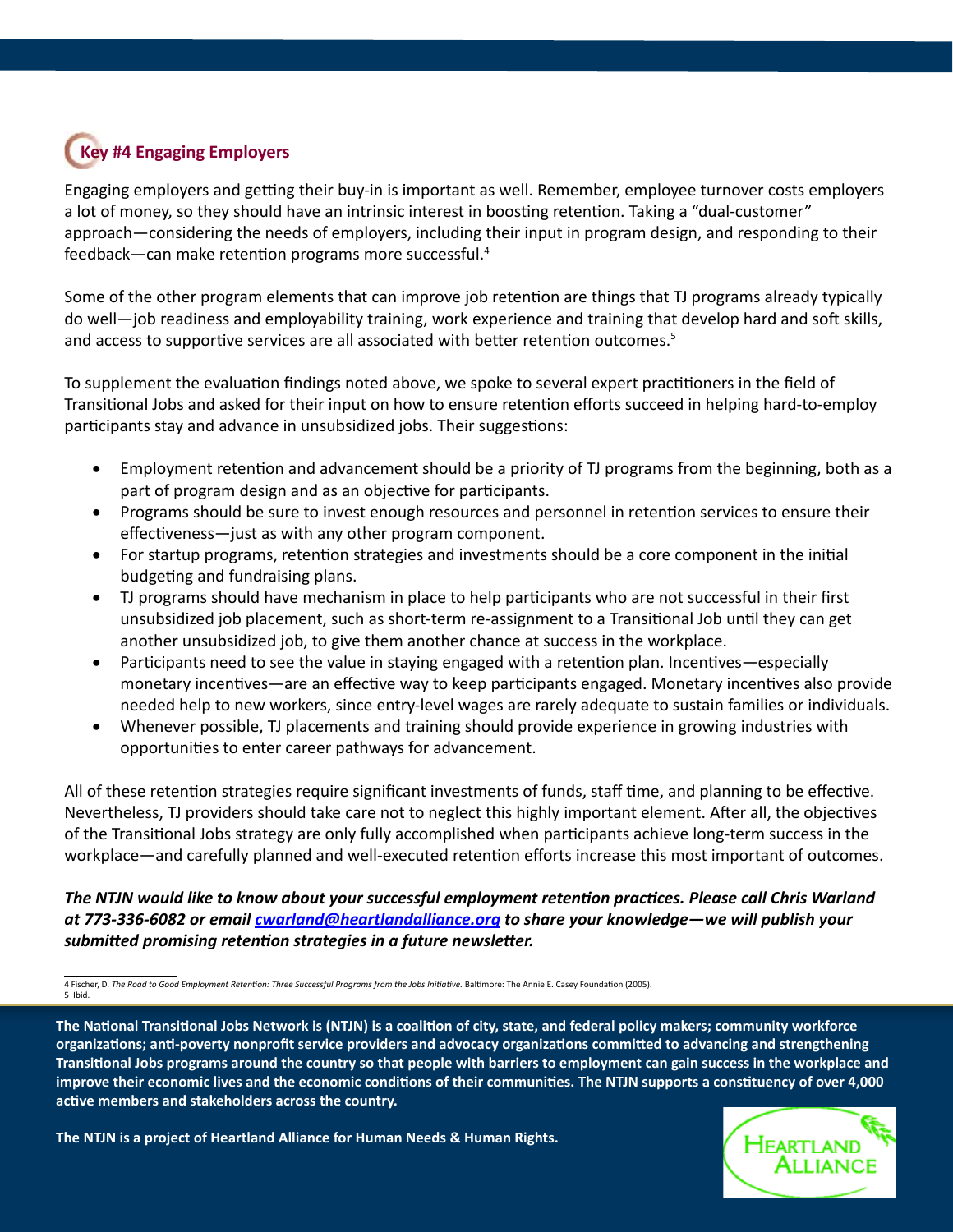## Key #4 Engaging Employers

Engaging employers and getting their buy-in is important as well. Remember, employee turnover costs employers a lot of money, so they should have an intrinsic interest in boosting retention. Taking a "dual-customer" approach—considering the needs of employers, including their input in program design, and responding to their feedback—can make retention programs more successful.[4]

Some of the other program elements that can improve job retention are things that TJ programs already typically do well—job readiness and employability training, work experience and training that develop hard and soft skills, and access to supportive services are all associated with better retention outcomes.[5]

To supplement the evaluation findings noted above, we spoke to several expert practitioners in the field of Transitional Jobs and asked for their input on how to ensure retention efforts succeed in helping hard-to-employ participants stay and advance in unsubsidized jobs. Their suggestions:

- Employment retention and advancement should be a priority of TJ programs from the beginning, both as a part of program design and as an objective for participants.
- Programs should be sure to invest enough resources and personnel in retention services to ensure their effectiveness—just as with any other program component.
- For startup programs, retention strategies and investments should be a core component in the initial budgeting and fundraising plans.
- TJ programs should have mechanism in place to help participants who are not successful in their first unsubsidized job placement, such as short-term re-assignment to a Transitional Job until they can get another unsubsidized job, to give them another chance at success in the workplace.
- Participants need to see the value in staying engaged with a retention plan. Incentives—especially monetary incentives—are an effective way to keep participants engaged. Monetary incentives also provide needed help to new workers, since entry-level wages are rarely adequate to sustain families or individuals.
- Whenever possible, TJ placements and training should provide experience in growing industries with opportunities to enter career pathways for advancement.

All of these retention strategies require significant investments of funds, staff time, and planning to be effective. Nevertheless, TJ providers should take care not to neglect this highly important element. After all, the objectives of the Transitional Jobs strategy are only fully accomplished when participants achieve long-term success in the workplace—and carefully planned and well-executed retention efforts increase this most important of outcomes.

***The NTJN would like to know about your successful employment retention practices. Please call Chris Warland at 773-336-6082 or email cwarland@heartlandalliance.org to share your knowledge—we will publish your submitted promising retention strategies in a future newsletter.***

4 Fischer, D. *The Road to Good Employment Retention: Three Successful Programs from the Jobs Initiative.* Baltimore: The Annie E. Casey Foundation (2005).
5 Ibid.

**The National Transitional Jobs Network is (NTJN) is a coalition of city, state, and federal policy makers; community workforce organizations; anti-poverty nonprofit service providers and advocacy organizations committed to advancing and strengthening Transitional Jobs programs around the country so that people with barriers to employment can gain success in the workplace and improve their economic lives and the economic conditions of their communities. The NTJN supports a constituency of over 4,000 active members and stakeholders across the country.**

**The NTJN is a project of Heartland Alliance for Human Needs & Human Rights.**

Heartland Alliance